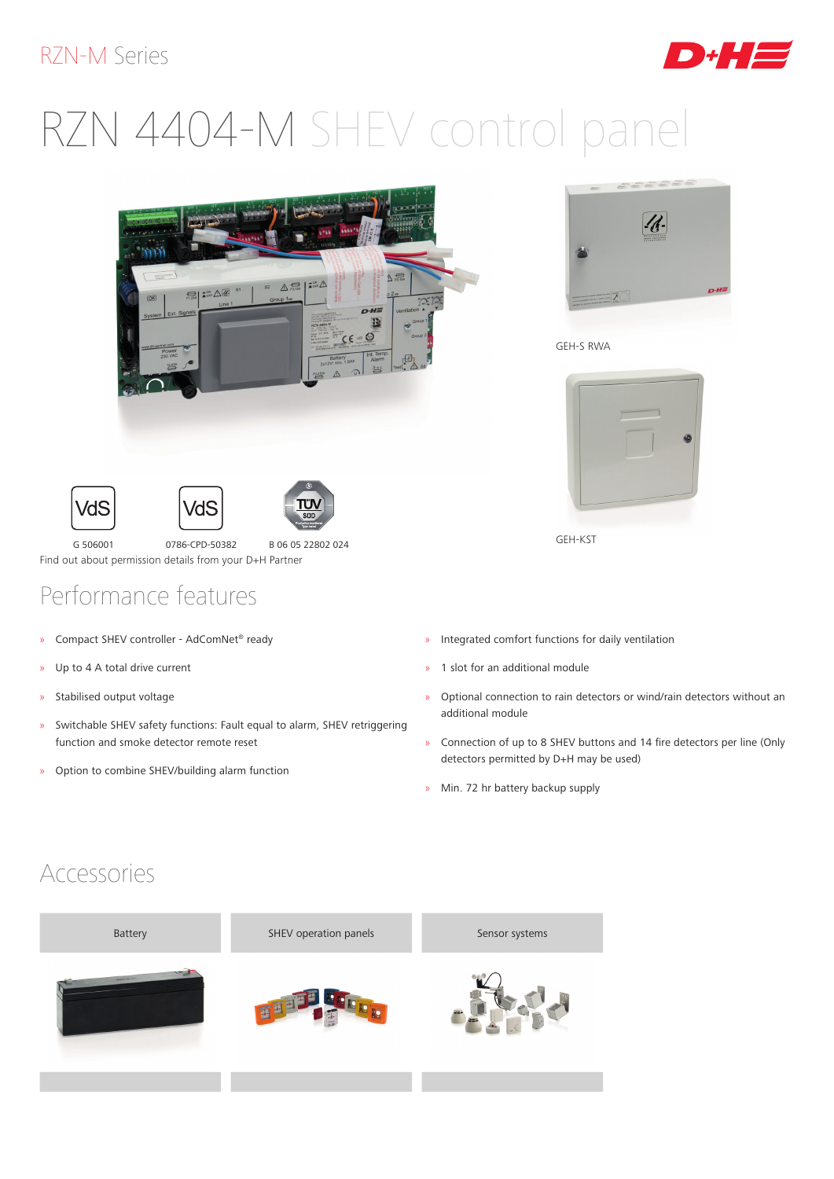RZN-M Series

# RZN 4404-M SHEV control panel

GEH-S RWA

GEH-KST

G 506001 | 0786-CPD-50382 | B 06 05 22802 024

Find out about permission details from your D+H Partner

## Performance features

- Compact SHEV controller - AdComNet® ready
- Up to 4 A total drive current
- Stabilised output voltage
- Switchable SHEV safety functions: Fault equal to alarm, SHEV retriggering function and smoke detector remote reset
- Option to combine SHEV/building alarm function
- Integrated comfort functions for daily ventilation
- 1 slot for an additional module
- Optional connection to rain detectors or wind/rain detectors without an additional module
- Connection of up to 8 SHEV buttons and 14 fire detectors per line (Only detectors permitted by D+H may be used)
- Min. 72 hr battery backup supply

## Accessories

| Battery | SHEV operation panels | Sensor systems |
| --- | --- | --- |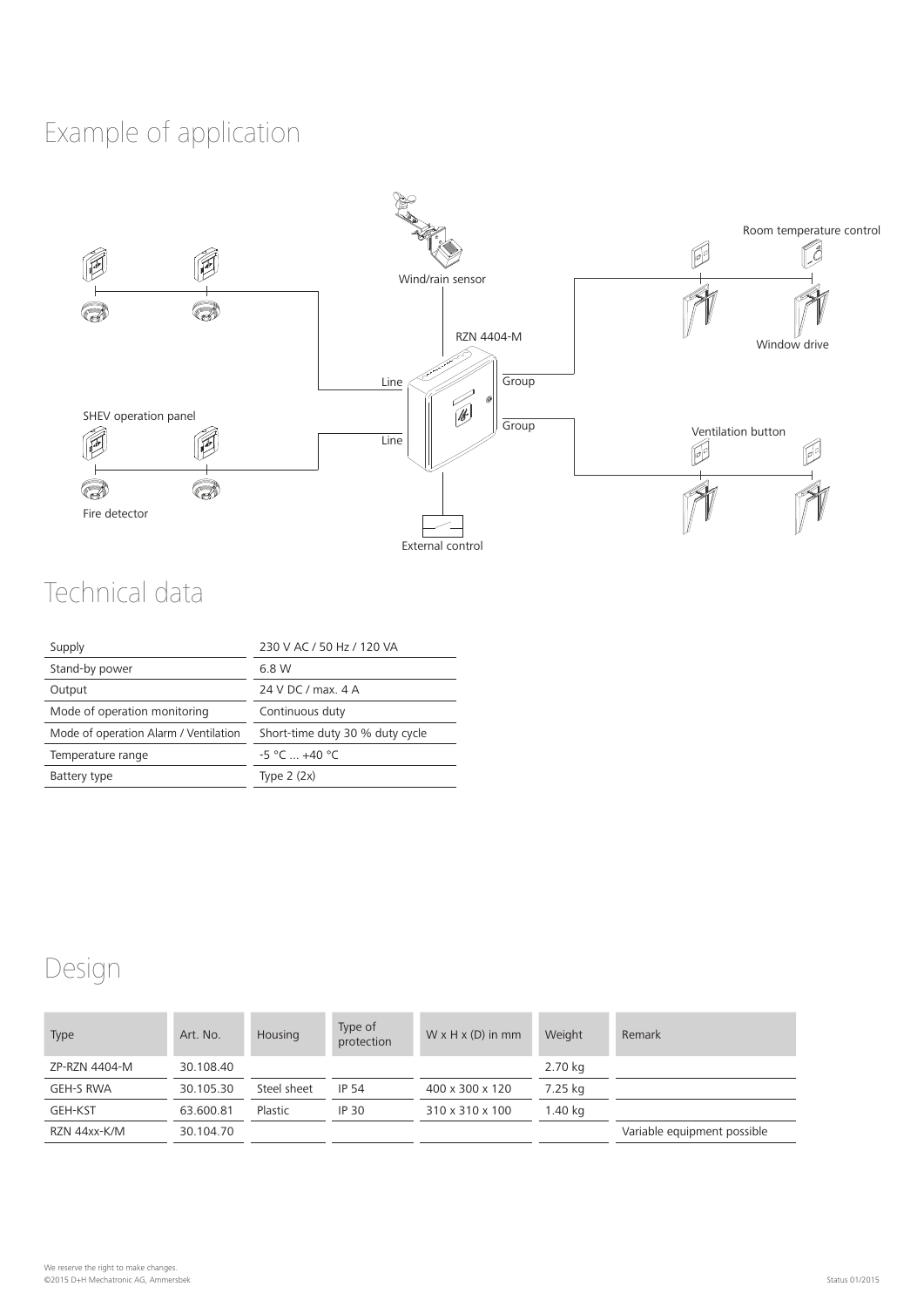# Example of application

Room temperature control

Wind/rain sensor

RZN 4404-M

Window drive

Line

Group

SHEV operation panel

Group

Ventilation button

Line

Fire detector

External control

# Technical data

| | |
|---|---|
| Supply | 230 V AC / 50 Hz / 120 VA |
| Stand-by power | 6.8 W |
| Output | 24 V DC / max. 4 A |
| Mode of operation monitoring | Continuous duty |
| Mode of operation Alarm / Ventilation | Short-time duty 30 % duty cycle |
| Temperature range | -5 °C ... +40 °C |
| Battery type | Type 2 (2x) |

# Design

| Type | Art. No. | Housing | Type of protection | W x H x (D) in mm | Weight | Remark |
|---|---|---|---|---|---|---|
| ZP-RZN 4404-M | 30.108.40 | | | | 2.70 kg | |
| GEH-S RWA | 30.105.30 | Steel sheet | IP 54 | 400 x 300 x 120 | 7.25 kg | |
| GEH-KST | 63.600.81 | Plastic | IP 30 | 310 x 310 x 100 | 1.40 kg | |
| RZN 44xx-K/M | 30.104.70 | | | | | Variable equipment possible |

We reserve the right to make changes.
©2015 D+H Mechatronic AG, Ammersbek

Status 01/2015